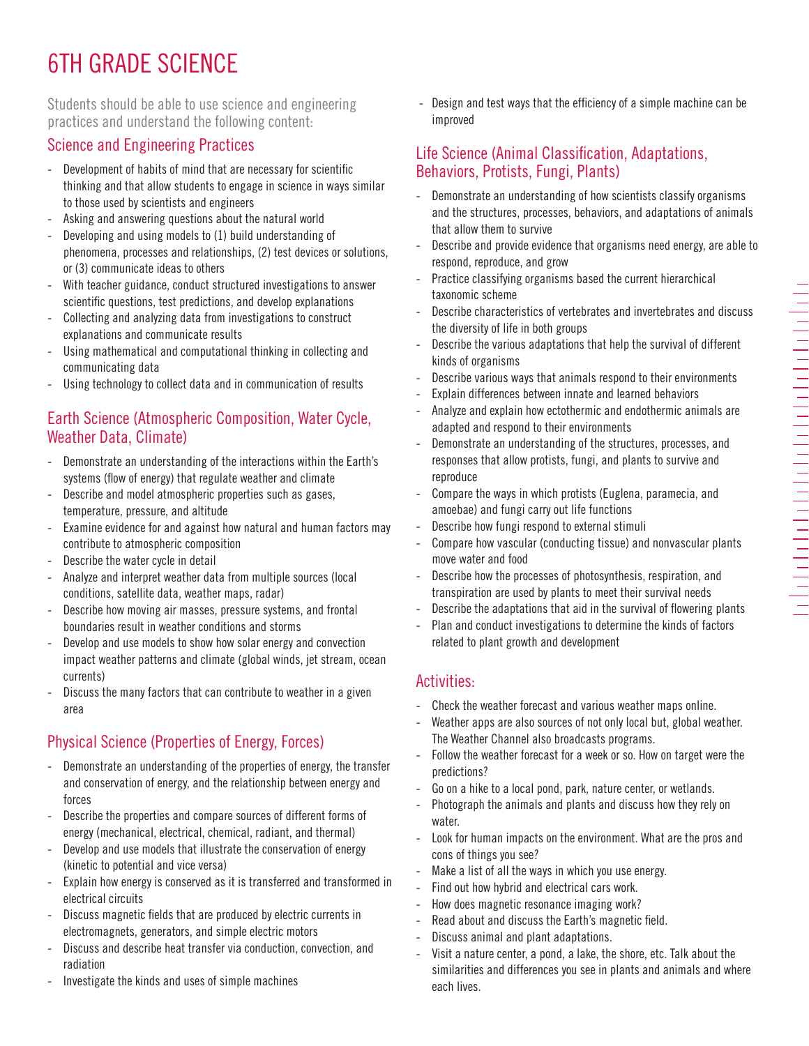# 6TH GRADE SCIENCE

Students should be able to use science and engineering practices and understand the following content:

## Science and Engineering Practices

- Development of habits of mind that are necessary for scientific thinking and that allow students to engage in science in ways similar to those used by scientists and engineers
- Asking and answering questions about the natural world
- Developing and using models to (1) build understanding of phenomena, processes and relationships, (2) test devices or solutions, or (3) communicate ideas to others
- With teacher guidance, conduct structured investigations to answer scientific questions, test predictions, and develop explanations
- Collecting and analyzing data from investigations to construct explanations and communicate results
- Using mathematical and computational thinking in collecting and communicating data
- Using technology to collect data and in communication of results

## Earth Science (Atmospheric Composition, Water Cycle, Weather Data, Climate)

- Demonstrate an understanding of the interactions within the Earth's systems (flow of energy) that regulate weather and climate
- Describe and model atmospheric properties such as gases, temperature, pressure, and altitude
- Examine evidence for and against how natural and human factors may contribute to atmospheric composition
- Describe the water cycle in detail
- Analyze and interpret weather data from multiple sources (local conditions, satellite data, weather maps, radar)
- Describe how moving air masses, pressure systems, and frontal boundaries result in weather conditions and storms
- Develop and use models to show how solar energy and convection impact weather patterns and climate (global winds, jet stream, ocean currents)
- Discuss the many factors that can contribute to weather in a given area

## Physical Science (Properties of Energy, Forces)

- Demonstrate an understanding of the properties of energy, the transfer and conservation of energy, and the relationship between energy and forces
- Describe the properties and compare sources of different forms of energy (mechanical, electrical, chemical, radiant, and thermal)
- Develop and use models that illustrate the conservation of energy (kinetic to potential and vice versa)
- Explain how energy is conserved as it is transferred and transformed in electrical circuits
- Discuss magnetic fields that are produced by electric currents in electromagnets, generators, and simple electric motors
- Discuss and describe heat transfer via conduction, convection, and radiation
- Investigate the kinds and uses of simple machines
- Design and test ways that the efficiency of a simple machine can be improved

## Life Science (Animal Classification, Adaptations, Behaviors, Protists, Fungi, Plants)

- Demonstrate an understanding of how scientists classify organisms and the structures, processes, behaviors, and adaptations of animals that allow them to survive
- Describe and provide evidence that organisms need energy, are able to respond, reproduce, and grow
- Practice classifying organisms based the current hierarchical taxonomic scheme
- Describe characteristics of vertebrates and invertebrates and discuss the diversity of life in both groups
- Describe the various adaptations that help the survival of different kinds of organisms
- Describe various ways that animals respond to their environments
- Explain differences between innate and learned behaviors
- Analyze and explain how ectothermic and endothermic animals are adapted and respond to their environments
- Demonstrate an understanding of the structures, processes, and responses that allow protists, fungi, and plants to survive and reproduce
- Compare the ways in which protists (Euglena, paramecia, and amoebae) and fungi carry out life functions
- Describe how fungi respond to external stimuli
- Compare how vascular (conducting tissue) and nonvascular plants move water and food
- Describe how the processes of photosynthesis, respiration, and transpiration are used by plants to meet their survival needs
- Describe the adaptations that aid in the survival of flowering plants
- Plan and conduct investigations to determine the kinds of factors related to plant growth and development

## Activities:

- Check the weather forecast and various weather maps online.
- Weather apps are also sources of not only local but, global weather. The Weather Channel also broadcasts programs.
- Follow the weather forecast for a week or so. How on target were the predictions?
- Go on a hike to a local pond, park, nature center, or wetlands.
- Photograph the animals and plants and discuss how they rely on water.
- Look for human impacts on the environment. What are the pros and cons of things you see?
- Make a list of all the ways in which you use energy.
- Find out how hybrid and electrical cars work.
- How does magnetic resonance imaging work?
- Read about and discuss the Earth's magnetic field.
- Discuss animal and plant adaptations.
- Visit a nature center, a pond, a lake, the shore, etc. Talk about the similarities and differences you see in plants and animals and where each lives.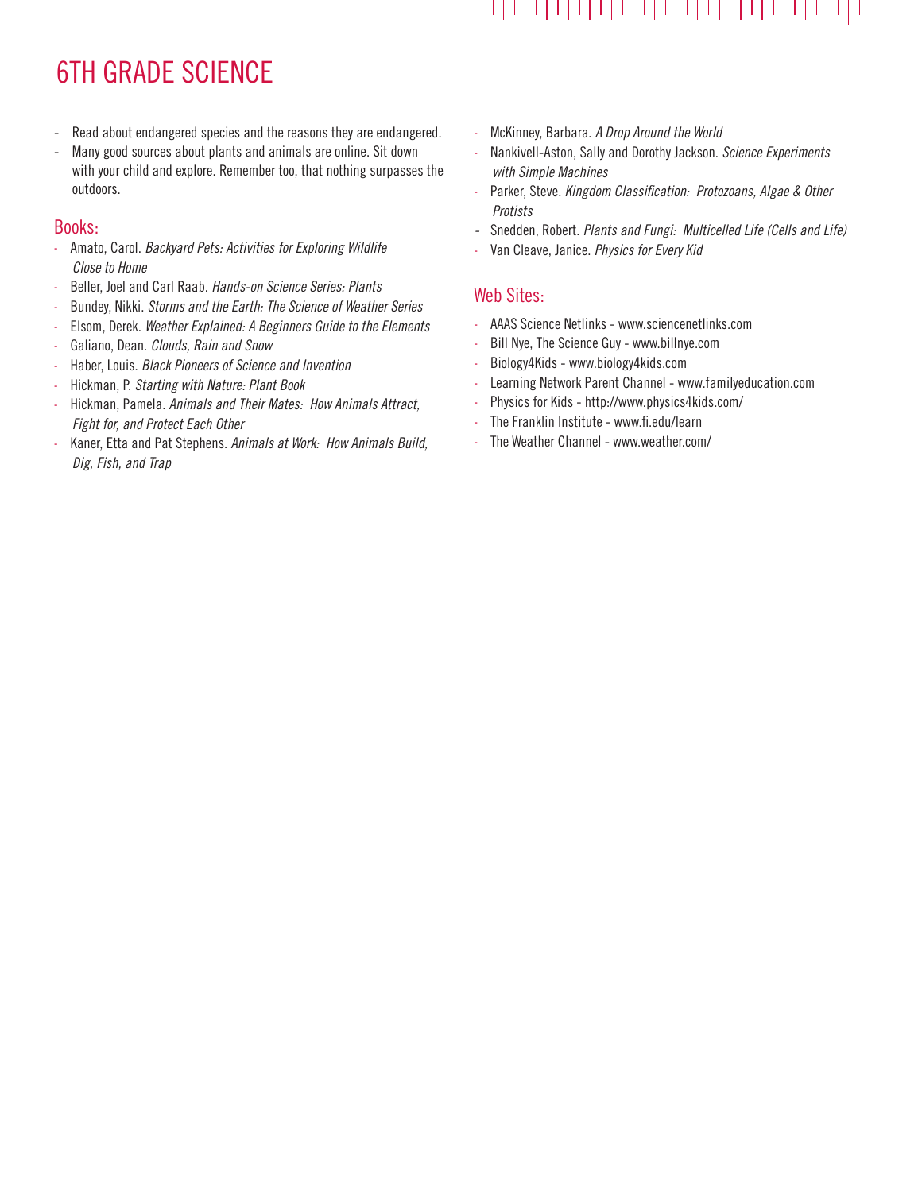# 6TH GRADE SCIENCE

- Read about endangered species and the reasons they are endangered.
- Many good sources about plants and animals are online. Sit down with your child and explore. Remember too, that nothing surpasses the outdoors.

## Books:

- Amato, Carol. *Backyard Pets: Activities for Exploring Wildlife Close to Home*
- Beller, Joel and Carl Raab. *Hands-on Science Series: Plants*
- Bundey, Nikki. *Storms and the Earth: The Science of Weather Series*
- Elsom, Derek. *Weather Explained: A Beginners Guide to the Elements*
- Galiano, Dean. *Clouds, Rain and Snow*
- Haber, Louis. *Black Pioneers of Science and Invention*
- Hickman, P. *Starting with Nature: Plant Book*
- Hickman, Pamela. *Animals and Their Mates: How Animals Attract, Fight for, and Protect Each Other*
- Kaner, Etta and Pat Stephens. *Animals at Work: How Animals Build, Dig, Fish, and Trap*
- McKinney, Barbara. *A Drop Around the World*
- Nankivell-Aston, Sally and Dorothy Jackson. *Science Experiments with Simple Machines*
- Parker, Steve. *Kingdom Classification: Protozoans, Algae & Other Protists*
- Snedden, Robert. *Plants and Fungi: Multicelled Life (Cells and Life)*
- Van Cleave, Janice. *Physics for Every Kid*

## Web Sites:

- AAAS Science Netlinks - www.sciencenetlinks.com
- Bill Nye, The Science Guy - www.billnye.com
- Biology4Kids - www.biology4kids.com
- Learning Network Parent Channel - www.familyeducation.com
- Physics for Kids - http://www.physics4kids.com/
- The Franklin Institute - www.fi.edu/learn
- The Weather Channel - www.weather.com/